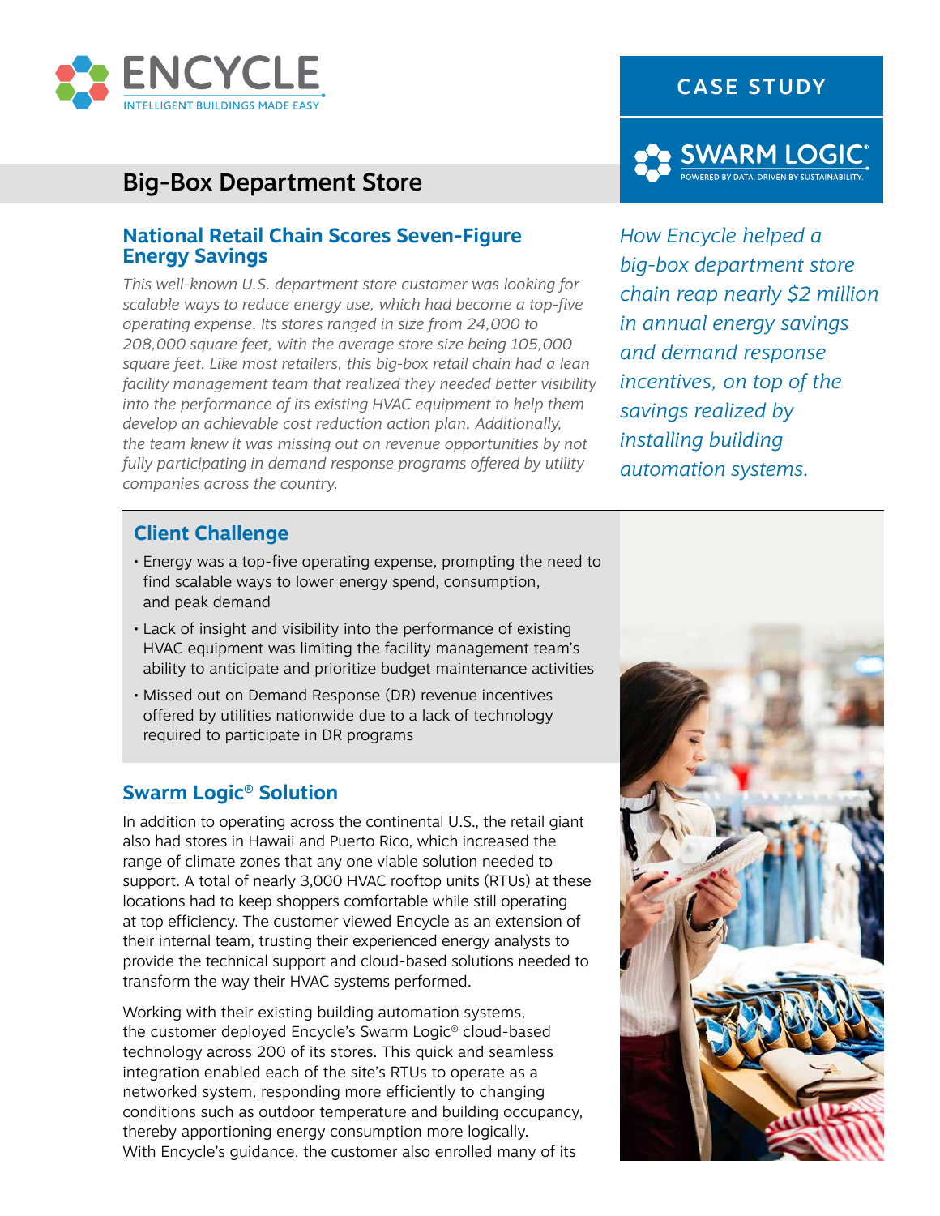ENCYCLE

INTELLIGENT BUILDINGS MADE EASY

CASE STUDY

SWARM LOGIC®

POWERED BY DATA. DRIVEN BY SUSTAINABILITY.

# Big-Box Department Store

## National Retail Chain Scores Seven-Figure Energy Savings

*This well-known U.S. department store customer was looking for scalable ways to reduce energy use, which had become a top-five operating expense. Its stores ranged in size from 24,000 to 208,000 square feet, with the average store size being 105,000 square feet. Like most retailers, this big-box retail chain had a lean facility management team that realized they needed better visibility into the performance of its existing HVAC equipment to help them develop an achievable cost reduction action plan. Additionally, the team knew it was missing out on revenue opportunities by not fully participating in demand response programs offered by utility companies across the country.*

*How Encycle helped a big-box department store chain reap nearly $2 million in annual energy savings and demand response incentives, on top of the savings realized by installing building automation systems.*

## Client Challenge

- Energy was a top-five operating expense, prompting the need to find scalable ways to lower energy spend, consumption, and peak demand
- Lack of insight and visibility into the performance of existing HVAC equipment was limiting the facility management team's ability to anticipate and prioritize budget maintenance activities
- Missed out on Demand Response (DR) revenue incentives offered by utilities nationwide due to a lack of technology required to participate in DR programs

## Swarm Logic® Solution

In addition to operating across the continental U.S., the retail giant also had stores in Hawaii and Puerto Rico, which increased the range of climate zones that any one viable solution needed to support. A total of nearly 3,000 HVAC rooftop units (RTUs) at these locations had to keep shoppers comfortable while still operating at top efficiency. The customer viewed Encycle as an extension of their internal team, trusting their experienced energy analysts to provide the technical support and cloud-based solutions needed to transform the way their HVAC systems performed.

Working with their existing building automation systems, the customer deployed Encycle's Swarm Logic® cloud-based technology across 200 of its stores. This quick and seamless integration enabled each of the site's RTUs to operate as a networked system, responding more efficiently to changing conditions such as outdoor temperature and building occupancy, thereby apportioning energy consumption more logically. With Encycle's guidance, the customer also enrolled many of its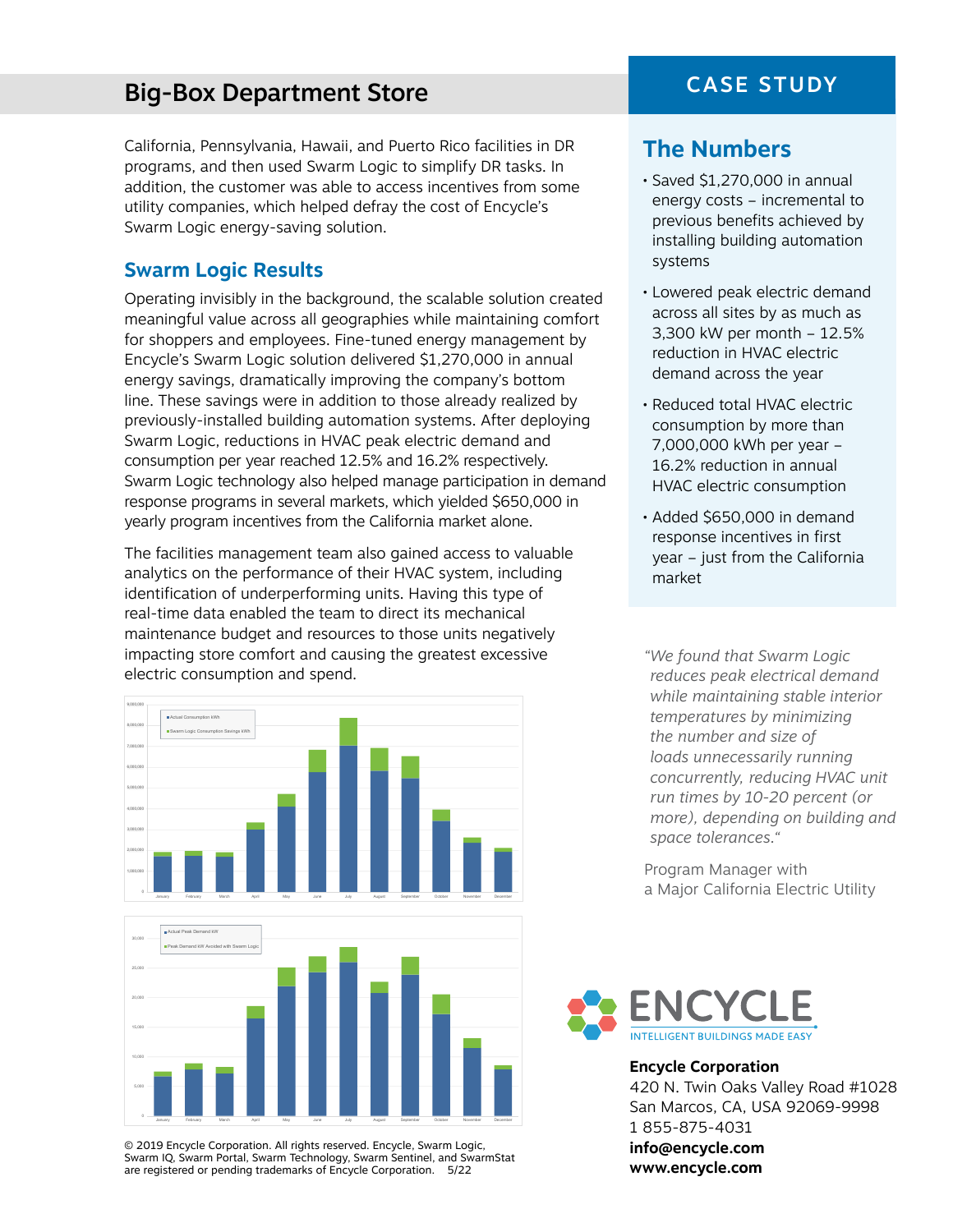## Big-Box Department Store

California, Pennsylvania, Hawaii, and Puerto Rico facilities in DR programs, and then used Swarm Logic to simplify DR tasks. In addition, the customer was able to access incentives from some utility companies, which helped defray the cost of Encycle's Swarm Logic energy-saving solution.

### Swarm Logic Results

Operating invisibly in the background, the scalable solution created meaningful value across all geographies while maintaining comfort for shoppers and employees. Fine-tuned energy management by Encycle's Swarm Logic solution delivered $1,270,000 in annual energy savings, dramatically improving the company's bottom line. These savings were in addition to those already realized by previously-installed building automation systems. After deploying Swarm Logic, reductions in HVAC peak electric demand and consumption per year reached 12.5% and 16.2% respectively. Swarm Logic technology also helped manage participation in demand response programs in several markets, which yielded $650,000 in yearly program incentives from the California market alone.

The facilities management team also gained access to valuable analytics on the performance of their HVAC system, including identification of underperforming units. Having this type of real-time data enabled the team to direct its mechanical maintenance budget and resources to those units negatively impacting store comfort and causing the greatest excessive electric consumption and spend.

Actual Consumption kWh
Swarm Logic Consumption Savings kWh
9,000,000
8,000,000
7,000,000
6,000,000
5,000,000
4,000,000
3,000,000
2,000,000
1,000,000
0
January February March April May June July August September October November December

Actual Peak Demand kW
Peak Demand kW Avoided with Swarm Logic
30,000
25,000
20,000
15,000
10,000
5,000
0
January February March April May June July August September October November December

© 2019 Encycle Corporation. All rights reserved. Encycle, Swarm Logic, Swarm IQ, Swarm Portal, Swarm Technology, Swarm Sentinel, and SwarmStat are registered or pending trademarks of Encycle Corporation. 5/22

## CASE STUDY

### The Numbers

- Saved $1,270,000 in annual energy costs – incremental to previous benefits achieved by installing building automation systems
- Lowered peak electric demand across all sites by as much as 3,300 kW per month – 12.5% reduction in HVAC electric demand across the year
- Reduced total HVAC electric consumption by more than 7,000,000 kWh per year – 16.2% reduction in annual HVAC electric consumption
- Added $650,000 in demand response incentives in first year – just from the California market

*"We found that Swarm Logic reduces peak electrical demand while maintaining stable interior temperatures by minimizing the number and size of loads unnecessarily running concurrently, reducing HVAC unit run times by 10-20 percent (or more), depending on building and space tolerances."*

Program Manager with a Major California Electric Utility

ENCYCLE
INTELLIGENT BUILDINGS MADE EASY

**Encycle Corporation**
420 N. Twin Oaks Valley Road #1028
San Marcos, CA, USA 92069-9998
1 855-875-4031
**info@encycle.com**
**www.encycle.com**